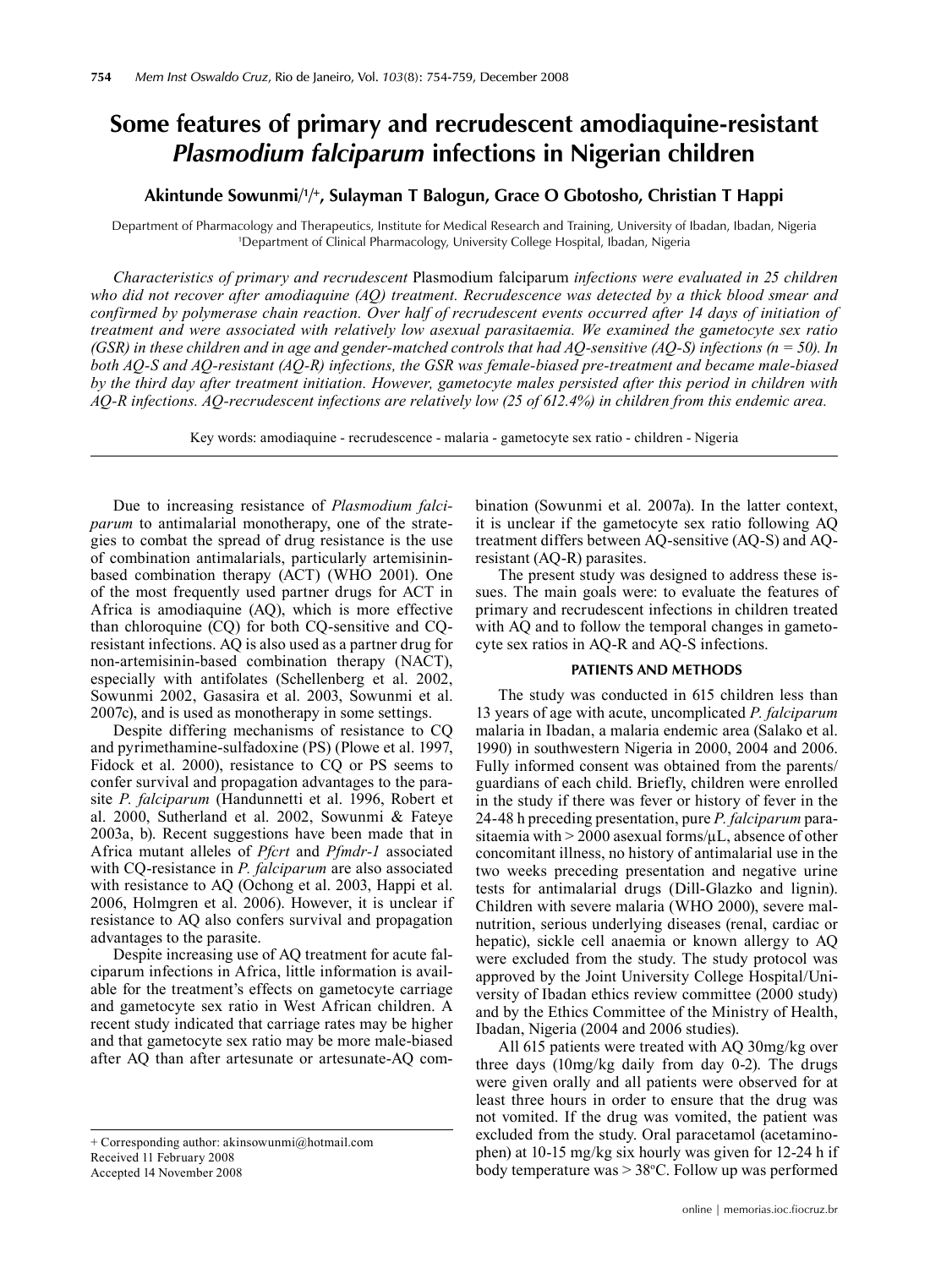# Some features of primary and recrudescent amodiaquine-resistant *Plasmodium falciparum* infections in Nigerian children

**Akintunde Sowunmi[1/+], Sulayman T Balogun, Grace O Gbotosho, Christian T Happi**

Department of Pharmacology and Therapeutics, Institute for Medical Research and Training, University of Ibadan, Ibadan, Nigeria
[1]Department of Clinical Pharmacology, University College Hospital, Ibadan, Nigeria

*Characteristics of primary and recrudescent* Plasmodium falciparum *infections were evaluated in 25 children who did not recover after amodiaquine (AQ) treatment. Recrudescence was detected by a thick blood smear and confirmed by polymerase chain reaction. Over half of recrudescent events occurred after 14 days of initiation of treatment and were associated with relatively low asexual parasitaemia. We examined the gametocyte sex ratio (GSR) in these children and in age and gender-matched controls that had AQ-sensitive (AQ-S) infections (n = 50). In both AQ-S and AQ-resistant (AQ-R) infections, the GSR was female-biased pre-treatment and became male-biased by the third day after treatment initiation. However, gametocyte males persisted after this period in children with AQ-R infections. AQ-recrudescent infections are relatively low (25 of 612.4%) in children from this endemic area.*

Key words: amodiaquine - recrudescence - malaria - gametocyte sex ratio - children - Nigeria

---

Due to increasing resistance of *Plasmodium falciparum* to antimalarial monotherapy, one of the strategies to combat the spread of drug resistance is the use of combination antimalarials, particularly artemisinin-based combination therapy (ACT) (WHO 2001). One of the most frequently used partner drugs for ACT in Africa is amodiaquine (AQ), which is more effective than chloroquine (CQ) for both CQ-sensitive and CQ-resistant infections. AQ is also used as a partner drug for non-artemisinin-based combination therapy (NACT), especially with antifolates (Schellenberg et al. 2002, Sowunmi 2002, Gasasira et al. 2003, Sowunmi et al. 2007c), and is used as monotherapy in some settings.

Despite differing mechanisms of resistance to CQ and pyrimethamine-sulfadoxine (PS) (Plowe et al. 1997, Fidock et al. 2000), resistance to CQ or PS seems to confer survival and propagation advantages to the parasite *P. falciparum* (Handunnetti et al. 1996, Robert et al. 2000, Sutherland et al. 2002, Sowunmi & Fateye 2003a, b). Recent suggestions have been made that in Africa mutant alleles of *Pfcrt* and *Pfmdr-1* associated with CQ-resistance in *P. falciparum* are also associated with resistance to AQ (Ochong et al. 2003, Happi et al. 2006, Holmgren et al. 2006). However, it is unclear if resistance to AQ also confers survival and propagation advantages to the parasite.

Despite increasing use of AQ treatment for acute falciparum infections in Africa, little information is available for the treatment's effects on gametocyte carriage and gametocyte sex ratio in West African children. A recent study indicated that carriage rates may be higher and that gametocyte sex ratio may be more male-biased after AQ than after artesunate or artesunate-AQ combination (Sowunmi et al. 2007a). In the latter context, it is unclear if the gametocyte sex ratio following AQ treatment differs between AQ-sensitive (AQ-S) and AQ-resistant (AQ-R) parasites.

The present study was designed to address these issues. The main goals were: to evaluate the features of primary and recrudescent infections in children treated with AQ and to follow the temporal changes in gametocyte sex ratios in AQ-R and AQ-S infections.

## PATIENTS AND METHODS

The study was conducted in 615 children less than 13 years of age with acute, uncomplicated *P. falciparum* malaria in Ibadan, a malaria endemic area (Salako et al. 1990) in southwestern Nigeria in 2000, 2004 and 2006. Fully informed consent was obtained from the parents/guardians of each child. Briefly, children were enrolled in the study if there was fever or history of fever in the 24-48 h preceding presentation, pure *P. falciparum* parasitaemia with > 2000 asexual forms/µL, absence of other concomitant illness, no history of antimalarial use in the two weeks preceding presentation and negative urine tests for antimalarial drugs (Dill-Glazko and lignin). Children with severe malaria (WHO 2000), severe malnutrition, serious underlying diseases (renal, cardiac or hepatic), sickle cell anaemia or known allergy to AQ were excluded from the study. The study protocol was approved by the Joint University College Hospital/University of Ibadan ethics review committee (2000 study) and by the Ethics Committee of the Ministry of Health, Ibadan, Nigeria (2004 and 2006 studies).

All 615 patients were treated with AQ 30mg/kg over three days (10mg/kg daily from day 0-2). The drugs were given orally and all patients were observed for at least three hours in order to ensure that the drug was not vomited. If the drug was vomited, the patient was excluded from the study. Oral paracetamol (acetaminophen) at 10-15 mg/kg six hourly was given for 12-24 h if body temperature was > 38ºC. Follow up was performed

+ Corresponding author: akinsowunmi@hotmail.com
Received 11 February 2008
Accepted 14 November 2008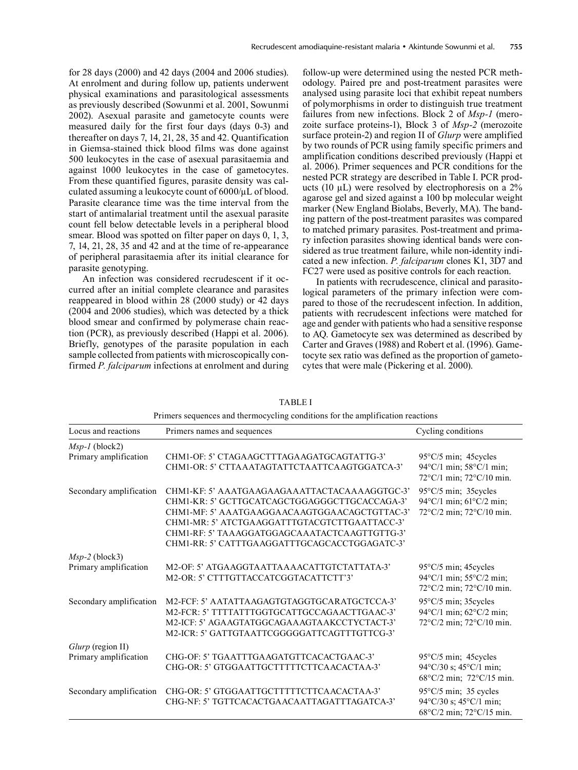for 28 days (2000) and 42 days (2004 and 2006 studies). At enrolment and during follow up, patients underwent physical examinations and parasitological assessments as previously described (Sowunmi et al. 2001, Sowunmi 2002). Asexual parasite and gametocyte counts were measured daily for the first four days (days 0-3) and thereafter on days 7, 14, 21, 28, 35 and 42. Quantification in Giemsa-stained thick blood films was done against 500 leukocytes in the case of asexual parasitaemia and against 1000 leukocytes in the case of gametocytes. From these quantified figures, parasite density was calculated assuming a leukocyte count of 6000/µL of blood. Parasite clearance time was the time interval from the start of antimalarial treatment until the asexual parasite count fell below detectable levels in a peripheral blood smear. Blood was spotted on filter paper on days 0, 1, 3, 7, 14, 21, 28, 35 and 42 and at the time of re-appearance of peripheral parasitaemia after its initial clearance for parasite genotyping.

An infection was considered recrudescent if it occurred after an initial complete clearance and parasites reappeared in blood within 28 (2000 study) or 42 days (2004 and 2006 studies), which was detected by a thick blood smear and confirmed by polymerase chain reaction (PCR), as previously described (Happi et al. 2006). Briefly, genotypes of the parasite population in each sample collected from patients with microscopically confirmed *P. falciparum* infections at enrolment and during follow-up were determined using the nested PCR methodology. Paired pre and post-treatment parasites were analysed using parasite loci that exhibit repeat numbers of polymorphisms in order to distinguish true treatment failures from new infections. Block 2 of *Msp-1* (merozoite surface proteins-1), Block 3 of *Msp-2* (merozoite surface protein-2) and region II of *Glurp* were amplified by two rounds of PCR using family specific primers and amplification conditions described previously (Happi et al. 2006). Primer sequences and PCR conditions for the nested PCR strategy are described in Table I. PCR products (10 µL) were resolved by electrophoresis on a 2% agarose gel and sized against a 100 bp molecular weight marker (New England Biolabs, Beverly, MA). The banding pattern of the post-treatment parasites was compared to matched primary parasites. Post-treatment and primary infection parasites showing identical bands were considered as true treatment failure, while non-identity indicated a new infection. *P. falciparum* clones K1, 3D7 and FC27 were used as positive controls for each reaction.

In patients with recrudescence, clinical and parasitological parameters of the primary infection were compared to those of the recrudescent infection. In addition, patients with recrudescent infections were matched for age and gender with patients who had a sensitive response to AQ. Gametocyte sex was determined as described by Carter and Graves (1988) and Robert et al. (1996). Gametocyte sex ratio was defined as the proportion of gametocytes that were male (Pickering et al. 2000).

TABLE I

Primers sequences and thermocycling conditions for the amplification reactions

| Locus and reactions | Primers names and sequences | Cycling conditions |
|---|---|---|
| *Msp-1* (block2) | | |
| Primary amplification | CHM1-OF: 5' CTAGAAGCTTTAGAAGATGCAGTATTG-3'<br>CHM1-OR: 5' CTTAAATAGTATTCTAATTCAAGTGGATCA-3' | 95°C/5 min; 45cycles<br>94°C/1 min; 58°C/1 min;<br>72°C/1 min; 72°C/10 min. |
| Secondary amplification | CHM1-KF: 5' AAATGAAGAAGAAATTACTACAAAAGGTGC-3'<br>CHM1-KR: 5' GCTTGCATCAGCTGGAGGGCTTGCACCAGA-3'<br>CHM1-MF: 5' AAATGAAGGAACAAGTGGAACAGCTGTTAC-3'<br>CHM1-MR: 5' ATCTGAAGGATTTGTACGTCTTGAATTACC-3'<br>CHM1-RF: 5' TAAAGGATGGAGCAAATACTCAAGTTGTTG-3'<br>CHM1-RR: 5' CATTTGAAGGATTTGCAGCACCTGGAGATC-3' | 95°C/5 min; 35cycles<br>94°C/1 min; 61°C/2 min;<br>72°C/2 min; 72°C/10 min. |
| *Msp-2* (block3) | | |
| Primary amplification | M2-OF: 5' ATGAAGGTAATTAAAACATTGTCTATTATA-3'<br>M2-OR: 5' CTTTGTTACCATCGGTACATTCTT'3' | 95°C/5 min; 45cycles<br>94°C/1 min; 55°C/2 min;<br>72°C/2 min; 72°C/10 min. |
| Secondary amplification | M2-FCF: 5' AATATTAAGAGTGTAGGTGCARATGCTCCA-3'<br>M2-FCR: 5' TTTTATTTGGTGCATTGCCAGAACTTGAAC-3'<br>M2-ICF: 5' AGAAGTATGGCAGAAAGTAAKCCTYCTACT-3'<br>M2-ICR: 5' GATTGTAATTCGGGGGATTCAGTTTGTTCG-3' | 95°C/5 min; 35cycles<br>94°C/1 min; 62°C/2 min;<br>72°C/2 min; 72°C/10 min. |
| *Glurp* (region II) | | |
| Primary amplification | CHG-OF: 5' TGAATTTGAAGATGTTCACACTGAAC-3'<br>CHG-OR: 5' GTGGAATTGCTTTTTCTTCAACACTAA-3' | 95°C/5 min; 45cycles<br>94°C/30 s; 45°C/1 min;<br>68°C/2 min; 72°C/15 min. |
| Secondary amplification | CHG-OR: 5' GTGGAATTGCTTTTTCTTCAACACTAA-3'<br>CHG-NF: 5' TGTTCACACTGAACAATTAGATTTAGATCA-3' | 95°C/5 min; 35 cycles<br>94°C/30 s; 45°C/1 min;<br>68°C/2 min; 72°C/15 min. |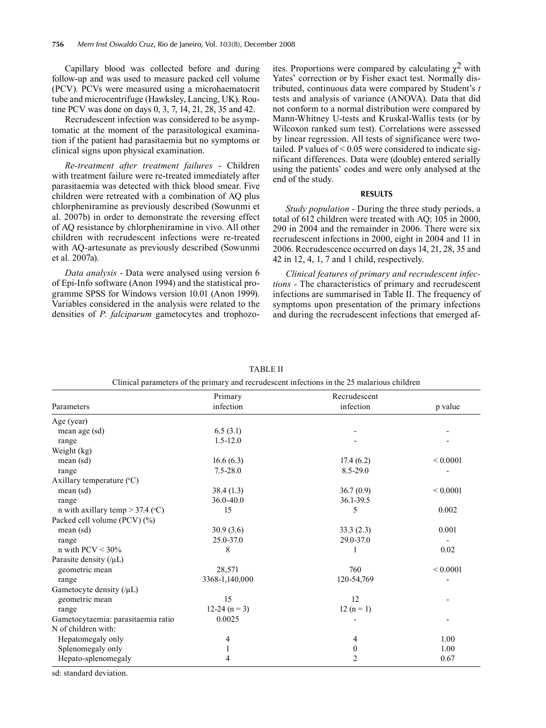Capillary blood was collected before and during follow-up and was used to measure packed cell volume (PCV). PCVs were measured using a microhaematocrit tube and microcentrifuge (Hawksley, Lancing, UK). Routine PCV was done on days 0, 3, 7, 14, 21, 28, 35 and 42.

Recrudescent infection was considered to be asymptomatic at the moment of the parasitological examination if the patient had parasitaemia but no symptoms or clinical signs upon physical examination.

*Re-treatment after treatment failures* - Children with treatment failure were re-treated immediately after parasitaemia was detected with thick blood smear. Five children were retreated with a combination of AQ plus chlorpheniramine as previously described (Sowunmi et al. 2007b) in order to demonstrate the reversing effect of AQ resistance by chlorpheniramine in vivo. All other children with recrudescent infections were re-treated with AQ-artesunate as previously described (Sowunmi et al. 2007a).

*Data analysis* - Data were analysed using version 6 of Epi-Info software (Anon 1994) and the statistical programme SPSS for Windows version 10.01 (Anon 1999). Variables considered in the analysis were related to the densities of *P. falciparum* gametocytes and trophozoites. Proportions were compared by calculating $\chi^2$ with Yates' correction or by Fisher exact test. Normally distributed, continuous data were compared by Student's *t* tests and analysis of variance (ANOVA). Data that did not conform to a normal distribution were compared by Mann-Whitney U-tests and Kruskal-Wallis tests (or by Wilcoxon ranked sum test). Correlations were assessed by linear regression. All tests of significance were two-tailed. P values of < 0.05 were considered to indicate significant differences. Data were (double) entered serially using the patients' codes and were only analysed at the end of the study.

## RESULTS

*Study population* - During the three study periods, a total of 612 children were treated with AQ; 105 in 2000, 290 in 2004 and the remainder in 2006. There were six recrudescent infections in 2000, eight in 2004 and 11 in 2006. Recrudescence occurred on days 14, 21, 28, 35 and 42 in 12, 4, 1, 7 and 1 child, respectively.

*Clinical features of primary and recrudescent infections* - The characteristics of primary and recrudescent infections are summarised in Table II. The frequency of symptoms upon presentation of the primary infections and during the recrudescent infections that emerged af-

TABLE II

Clinical parameters of the primary and recrudescent infections in the 25 malarious children

| Parameters | Primary infection | Recrudescent infection | p value |
|---|---|---|---|
| Age (year) | | | |
| mean age (sd) | 6.5 (3.1) | - | - |
| range | 1.5-12.0 | - | - |
| Weight (kg) | | | |
| mean (sd) | 16.6 (6.3) | 17.4 (6.2) | < 0.0001 |
| range | 7.5-28.0 | 8.5-29.0 | - |
| Axillary temperature (°C) | | | |
| mean (sd) | 38.4 (1.3) | 36.7 (0.9) | < 0.0001 |
| range | 36.0-40.0 | 36.1-39.5 | |
| n with axillary temp > 37.4 (°C) | 15 | 5 | 0.002 |
| Packed cell volume (PCV) (%) | | | |
| mean (sd) | 30.9 (3.6) | 33.3 (2.3) | 0.001 |
| range | 25.0-37.0 | 29.0-37.0 | - |
| n with PCV < 30% | 8 | 1 | 0.02 |
| Parasite density (/µL) | | | |
| geometric mean | 28,571 | 760 | < 0.0001 |
| range | 3368-1,140,000 | 120-54,769 | - |
| Gametocyte density (/µL) | | | |
| geometric mean | 15 | 12 | - |
| range | 12-24 (n = 3) | 12 (n = 1) | - |
| Gametocytaemia: parasitaemia ratio | 0.0025 | - | - |
| N of children with: | | | |
| Hepatomegaly only | 4 | 4 | 1.00 |
| Splenomegaly only | 1 | 0 | 1.00 |
| Hepato-splenomegaly | 4 | 2 | 0.67 |

sd: standard deviation.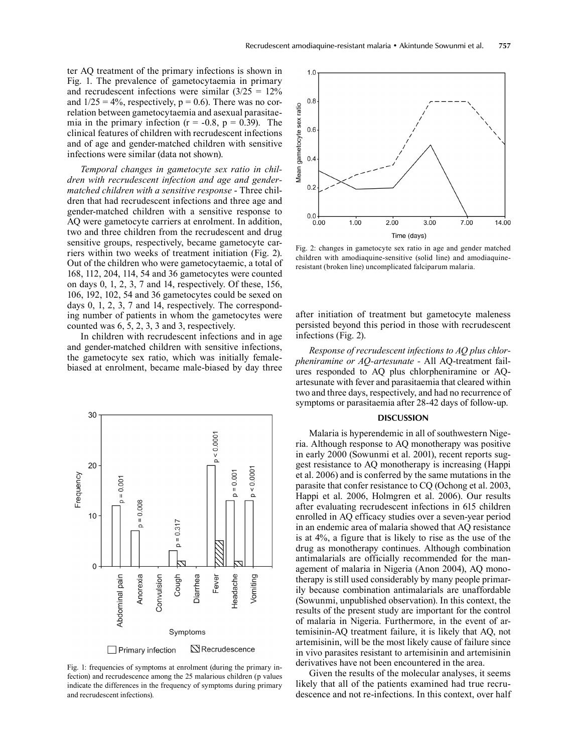ter AQ treatment of the primary infections is shown in Fig. 1. The prevalence of gametocytaemia in primary and recrudescent infections were similar (3/25 = 12% and 1/25 = 4%, respectively, $p = 0.6$). There was no correlation between gametocytaemia and asexual parasitaemia in the primary infection ($r = -0.8$, $p = 0.39$). The clinical features of children with recrudescent infections and of age and gender-matched children with sensitive infections were similar (data not shown).

*Temporal changes in gametocyte sex ratio in children with recrudescent infection and age and gender-matched children with a sensitive response* - Three children that had recrudescent infections and three age and gender-matched children with a sensitive response to AQ were gametocyte carriers at enrolment. In addition, two and three children from the recrudescent and drug sensitive groups, respectively, became gametocyte carriers within two weeks of treatment initiation (Fig. 2). Out of the children who were gametocytaemic, a total of 168, 112, 204, 114, 54 and 36 gametocytes were counted on days 0, 1, 2, 3, 7 and 14, respectively. Of these, 156, 106, 192, 102, 54 and 36 gametocytes could be sexed on days 0, 1, 2, 3, 7 and 14, respectively. The corresponding number of patients in whom the gametocytes were counted was 6, 5, 2, 3, 3 and 3, respectively.

In children with recrudescent infections and in age and gender-matched children with sensitive infections, the gametocyte sex ratio, which was initially female-biased at enrolment, became male-biased by day three after initiation of treatment but gametocyte maleness persisted beyond this period in those with recrudescent infections (Fig. 2).

Fig. 1: frequencies of symptoms at enrolment (during the primary infection) and recrudescence among the 25 malarious children (p values indicate the differences in the frequency of symptoms during primary and recrudescent infections).

Fig. 2: changes in gametocyte sex ratio in age and gender matched children with amodiaquine-sensitive (solid line) and amodiaquine-resistant (broken line) uncomplicated falciparum malaria.

*Response of recrudescent infections to AQ plus chlorpheniramine or AQ-artesunate* - All AQ-treatment failures responded to AQ plus chlorpheniramine or AQ-artesunate with fever and parasitaemia that cleared within two and three days, respectively, and had no recurrence of symptoms or parasitaemia after 28-42 days of follow-up.

## DISCUSSION

Malaria is hyperendemic in all of southwestern Nigeria. Although response to AQ monotherapy was positive in early 2000 (Sowunmi et al. 2001), recent reports suggest resistance to AQ monotherapy is increasing (Happi et al. 2006) and is conferred by the same mutations in the parasite that confer resistance to CQ (Ochong et al. 2003, Happi et al. 2006, Holmgren et al. 2006). Our results after evaluating recrudescent infections in 615 children enrolled in AQ efficacy studies over a seven-year period in an endemic area of malaria showed that AQ resistance is at 4%, a figure that is likely to rise as the use of the drug as monotherapy continues. Although combination antimalarials are officially recommended for the management of malaria in Nigeria (Anon 2004), AQ monotherapy is still used considerably by many people primarily because combination antimalarials are unaffordable (Sowunmi, unpublished observation). In this context, the results of the present study are important for the control of malaria in Nigeria. Furthermore, in the event of artemisinin-AQ treatment failure, it is likely that AQ, not artemisinin, will be the most likely cause of failure since in vivo parasites resistant to artemisinin and artemisinin derivatives have not been encountered in the area.

Given the results of the molecular analyses, it seems likely that all of the patients examined had true recrudescence and not re-infections. In this context, over half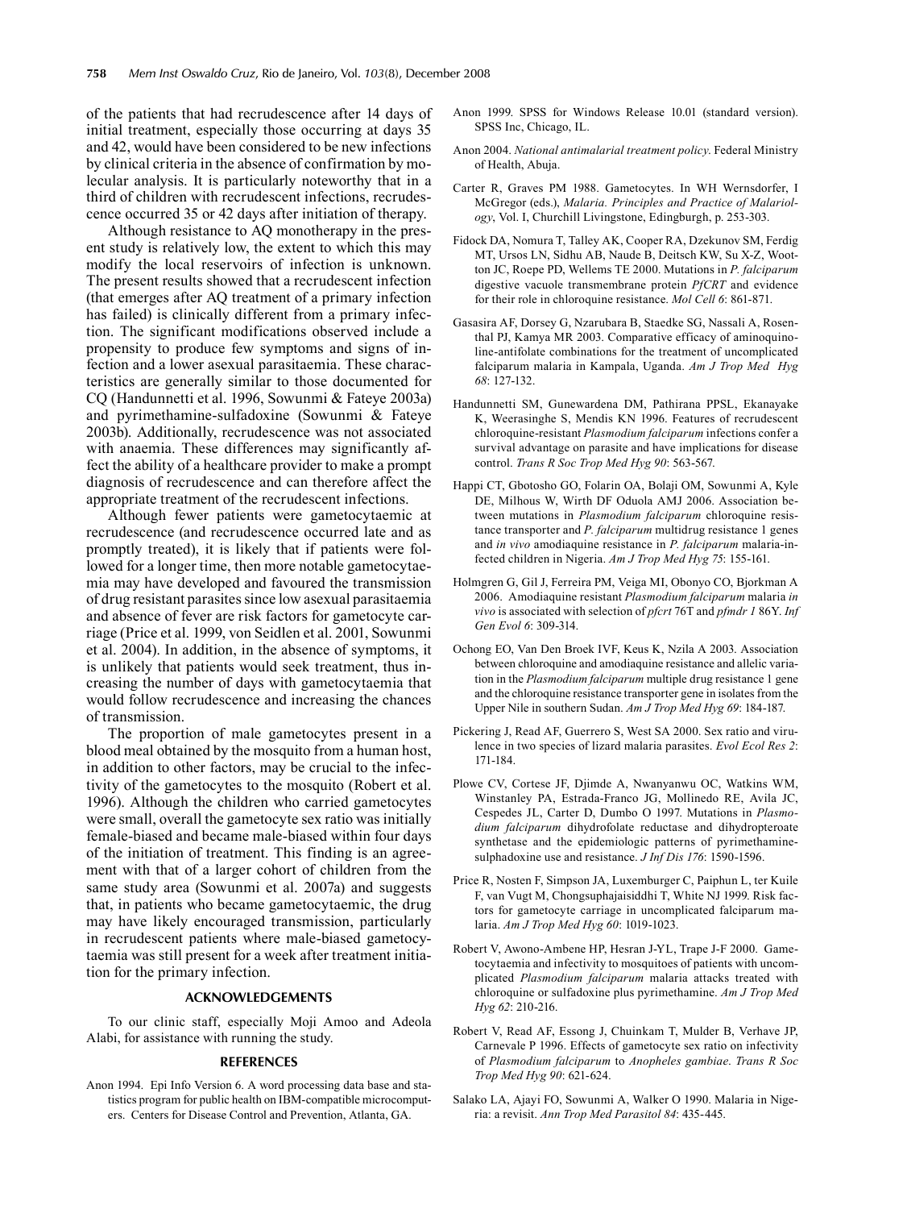of the patients that had recrudescence after 14 days of initial treatment, especially those occurring at days 35 and 42, would have been considered to be new infections by clinical criteria in the absence of confirmation by molecular analysis. It is particularly noteworthy that in a third of children with recrudescent infections, recrudescence occurred 35 or 42 days after initiation of therapy.

Although resistance to AQ monotherapy in the present study is relatively low, the extent to which this may modify the local reservoirs of infection is unknown. The present results showed that a recrudescent infection (that emerges after AQ treatment of a primary infection has failed) is clinically different from a primary infection. The significant modifications observed include a propensity to produce few symptoms and signs of infection and a lower asexual parasitaemia. These characteristics are generally similar to those documented for CQ (Handunnetti et al. 1996, Sowunmi & Fateye 2003a) and pyrimethamine-sulfadoxine (Sowunmi & Fateye 2003b). Additionally, recrudescence was not associated with anaemia. These differences may significantly affect the ability of a healthcare provider to make a prompt diagnosis of recrudescence and can therefore affect the appropriate treatment of the recrudescent infections.

Although fewer patients were gametocytaemic at recrudescence (and recrudescence occurred late and as promptly treated), it is likely that if patients were followed for a longer time, then more notable gametocytaemia may have developed and favoured the transmission of drug resistant parasites since low asexual parasitaemia and absence of fever are risk factors for gametocyte carriage (Price et al. 1999, von Seidlen et al. 2001, Sowunmi et al. 2004). In addition, in the absence of symptoms, it is unlikely that patients would seek treatment, thus increasing the number of days with gametocytaemia that would follow recrudescence and increasing the chances of transmission.

The proportion of male gametocytes present in a blood meal obtained by the mosquito from a human host, in addition to other factors, may be crucial to the infectivity of the gametocytes to the mosquito (Robert et al. 1996). Although the children who carried gametocytes were small, overall the gametocyte sex ratio was initially female-biased and became male-biased within four days of the initiation of treatment. This finding is an agreement with that of a larger cohort of children from the same study area (Sowunmi et al. 2007a) and suggests that, in patients who became gametocytaemic, the drug may have likely encouraged transmission, particularly in recrudescent patients where male-biased gametocytaemia was still present for a week after treatment initiation for the primary infection.

## ACKNOWLEDGEMENTS

To our clinic staff, especially Moji Amoo and Adeola Alabi, for assistance with running the study.

## REFERENCES

Anon 1994. Epi Info Version 6. A word processing data base and statistics program for public health on IBM-compatible microcomputers. Centers for Disease Control and Prevention, Atlanta, GA.

Anon 1999. SPSS for Windows Release 10.01 (standard version). SPSS Inc, Chicago, IL.

Anon 2004. *National antimalarial treatment policy*. Federal Ministry of Health, Abuja.

Carter R, Graves PM 1988. Gametocytes. In WH Wernsdorfer, I McGregor (eds.), *Malaria. Principles and Practice of Malariology*, Vol. I, Churchill Livingstone, Edingburgh, p. 253-303.

Fidock DA, Nomura T, Talley AK, Cooper RA, Dzekunov SM, Ferdig MT, Ursos LN, Sidhu AB, Naude B, Deitsch KW, Su X-Z, Wootton JC, Roepe PD, Wellems TE 2000. Mutations in *P. falciparum* digestive vacuole transmembrane protein *PfCRT* and evidence for their role in chloroquine resistance. *Mol Cell 6*: 861-871.

Gasasira AF, Dorsey G, Nzarubara B, Staedke SG, Nassali A, Rosenthal PJ, Kamya MR 2003. Comparative efficacy of aminoquinoline-antifolate combinations for the treatment of uncomplicated falciparum malaria in Kampala, Uganda. *Am J Trop Med Hyg 68*: 127-132.

Handunnetti SM, Gunewardena DM, Pathirana PPSL, Ekanayake K, Weerasinghe S, Mendis KN 1996. Features of recrudescent chloroquine-resistant *Plasmodium falciparum* infections confer a survival advantage on parasite and have implications for disease control. *Trans R Soc Trop Med Hyg 90*: 563-567.

Happi CT, Gbotosho GO, Folarin OA, Bolaji OM, Sowunmi A, Kyle DE, Milhous W, Wirth DF Oduola AMJ 2006. Association between mutations in *Plasmodium falciparum* chloroquine resistance transporter and *P. falciparum* multidrug resistance 1 genes and *in vivo* amodiaquine resistance in *P. falciparum* malaria-infected children in Nigeria. *Am J Trop Med Hyg 75*: 155-161.

Holmgren G, Gil J, Ferreira PM, Veiga MI, Obonyo CO, Bjorkman A 2006. Amodiaquine resistant *Plasmodium falciparum* malaria *in vivo* is associated with selection of *pfcrt* 76T and *pfmdr 1* 86Y. *Inf Gen Evol 6*: 309-314.

Ochong EO, Van Den Broek IVF, Keus K, Nzila A 2003. Association between chloroquine and amodiaquine resistance and allelic variation in the *Plasmodium falciparum* multiple drug resistance 1 gene and the chloroquine resistance transporter gene in isolates from the Upper Nile in southern Sudan. *Am J Trop Med Hyg 69*: 184-187.

Pickering J, Read AF, Guerrero S, West SA 2000. Sex ratio and virulence in two species of lizard malaria parasites. *Evol Ecol Res 2*: 171-184.

Plowe CV, Cortese JF, Djimde A, Nwanyanwu OC, Watkins WM, Winstanley PA, Estrada-Franco JG, Mollinedo RE, Avila JC, Cespedes JL, Carter D, Dumbo O 1997. Mutations in *Plasmodium falciparum* dihydrofolate reductase and dihydropteroate synthetase and the epidemiologic patterns of pyrimethamine-sulphadoxine use and resistance. *J Inf Dis 176*: 1590-1596.

Price R, Nosten F, Simpson JA, Luxemburger C, Paiphun L, ter Kuile F, van Vugt M, Chongsuphajaisiddhi T, White NJ 1999. Risk factors for gametocyte carriage in uncomplicated falciparum malaria. *Am J Trop Med Hyg 60*: 1019-1023.

Robert V, Awono-Ambene HP, Hesran J-YL, Trape J-F 2000. Gametocytaemia and infectivity to mosquitoes of patients with uncomplicated *Plasmodium falciparum* malaria attacks treated with chloroquine or sulfadoxine plus pyrimethamine. *Am J Trop Med Hyg 62*: 210-216.

Robert V, Read AF, Essong J, Chuinkam T, Mulder B, Verhave JP, Carnevale P 1996. Effects of gametocyte sex ratio on infectivity of *Plasmodium falciparum* to *Anopheles gambiae*. *Trans R Soc Trop Med Hyg 90*: 621-624.

Salako LA, Ajayi FO, Sowunmi A, Walker O 1990. Malaria in Nigeria: a revisit. *Ann Trop Med Parasitol 84*: 435-445.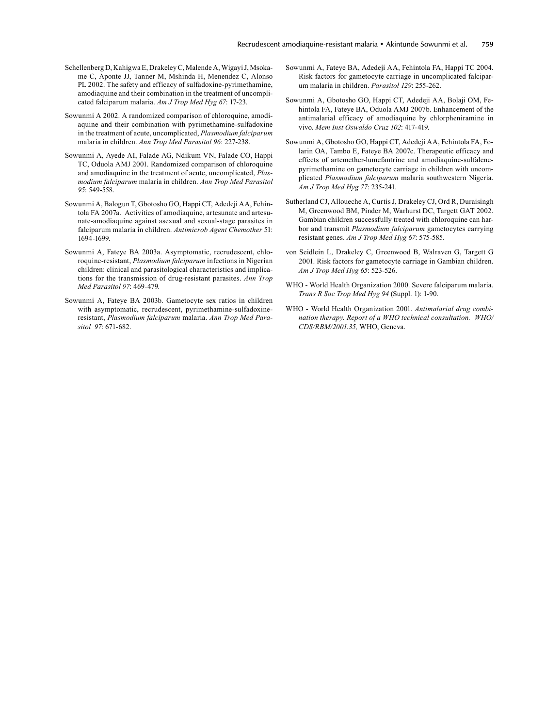Schellenberg D, Kahigwa E, Drakeley C, Malende A, Wigayi J, Msokame C, Aponte JJ, Tanner M, Mshinda H, Menendez C, Alonso PL 2002. The safety and efficacy of sulfadoxine-pyrimethamine, amodiaquine and their combination in the treatment of uncomplicated falciparum malaria. *Am J Trop Med Hyg 67*: 17-23.

Sowunmi A 2002. A randomized comparison of chloroquine, amodiaquine and their combination with pyrimethamine-sulfadoxine in the treatment of acute, uncomplicated, *Plasmodium falciparum* malaria in children. *Ann Trop Med Parasitol 96*: 227-238.

Sowunmi A, Ayede AI, Falade AG, Ndikum VN, Falade CO, Happi TC, Oduola AMJ 2001. Randomized comparison of chloroquine and amodiaquine in the treatment of acute, uncomplicated, *Plasmodium falciparum* malaria in children. *Ann Trop Med Parasitol 95*: 549-558.

Sowunmi A, Balogun T, Gbotosho GO, Happi CT, Adedeji AA, Fehintola FA 2007a. Activities of amodiaquine, artesunate and artesunate-amodiaquine against asexual and sexual-stage parasites in falciparum malaria in children. *Antimicrob Agent Chemother* 51: 1694-1699.

Sowunmi A, Fateye BA 2003a. Asymptomatic, recrudescent, chloroquine-resistant, *Plasmodium falciparum* infections in Nigerian children: clinical and parasitological characteristics and implications for the transmission of drug-resistant parasites. *Ann Trop Med Parasitol 97*: 469-479.

Sowunmi A, Fateye BA 2003b. Gametocyte sex ratios in children with asymptomatic, recrudescent, pyrimethamine-sulfadoxine-resistant, *Plasmodium falciparum* malaria. *Ann Trop Med Parasitol 97*: 671-682.

Sowunmi A, Fateye BA, Adedeji AA, Fehintola FA, Happi TC 2004. Risk factors for gametocyte carriage in uncomplicated falciparum malaria in children. *Parasitol 129*: 255-262.

Sowunmi A, Gbotosho GO, Happi CT, Adedeji AA, Bolaji OM, Fehintola FA, Fateye BA, Oduola AMJ 2007b. Enhancement of the antimalarial efficacy of amodiaquine by chlorpheniramine in vivo. *Mem Inst Oswaldo Cruz 102*: 417-419.

Sowunmi A, Gbotosho GO, Happi CT, Adedeji AA, Fehintola FA, Folarin OA, Tambo E, Fateye BA 2007c. Therapeutic efficacy and effects of artemether-lumefantrine and amodiaquine-sulfalene-pyrimethamine on gametocyte carriage in children with uncomplicated *Plasmodium falciparum* malaria southwestern Nigeria. *Am J Trop Med Hyg 77*: 235-241.

Sutherland CJ, Alloueche A, Curtis J, Drakeley CJ, Ord R, Duraisingh M, Greenwood BM, Pinder M, Warhurst DC, Targett GAT 2002. Gambian children successfully treated with chloroquine can harbor and transmit *Plasmodium falciparum* gametocytes carrying resistant genes. *Am J Trop Med Hyg 67*: 575-585.

von Seidlein L, Drakeley C, Greenwood B, Walraven G, Targett G 2001. Risk factors for gametocyte carriage in Gambian children. *Am J Trop Med Hyg 65*: 523-526.

WHO - World Health Organization 2000. Severe falciparum malaria. *Trans R Soc Trop Med Hyg 94* (Suppl. 1): 1-90.

WHO - World Health Organization 2001. *Antimalarial drug combination therapy. Report of a WHO technical consultation. WHO/CDS/RBM/2001.35,* WHO, Geneva.